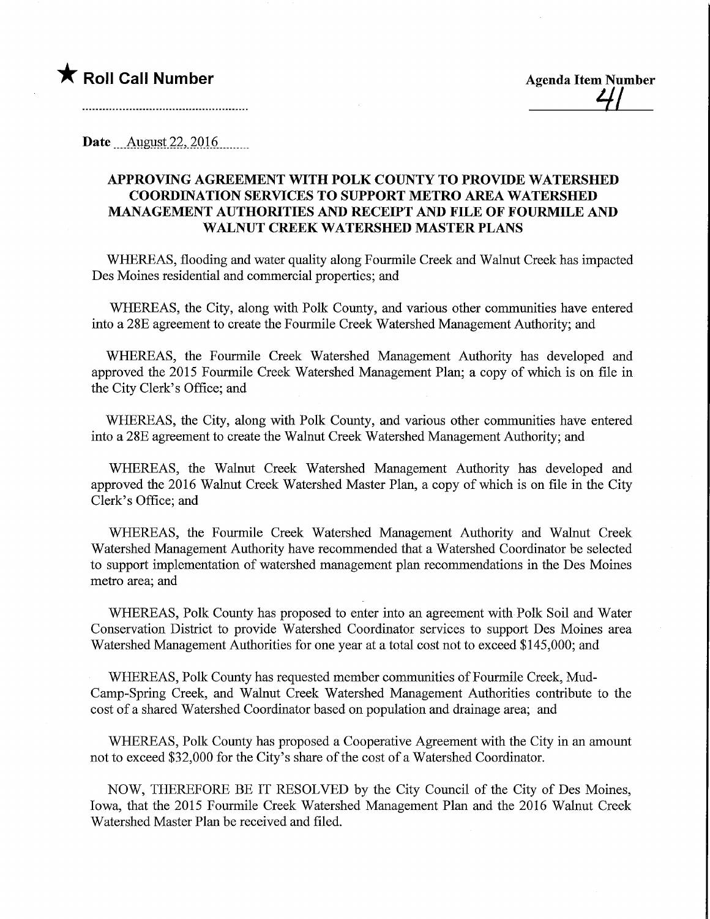★ **Roll Call Number**

..........................................................

**Agenda Item Number**

41

Date August 22, 2016

## APPROVING AGREEMENT WITH POLK COUNTY TO PROVIDE WATERSHED COORDINATION SERVICES TO SUPPORT METRO AREA WATERSHED MANAGEMENT AUTHORITIES AND RECEIPT AND FILE OF FOURMILE AND WALNUT CREEK WATERSHED MASTER PLANS

WHEREAS, flooding and water quality along Fourmile Creek and Walnut Creek has impacted Des Moines residential and commercial properties; and

WHEREAS, the City, along with Polk County, and various other communities have entered into a 28E agreement to create the Fourmile Creek Watershed Management Authority; and

WHEREAS, the Fourmile Creek Watershed Management Authority has developed and approved the 2015 Fourmile Creek Watershed Management Plan; a copy of which is on file in the City Clerk's Office; and

WHEREAS, the City, along with Polk County, and various other communities have entered into a 28E agreement to create the Walnut Creek Watershed Management Authority; and

WHEREAS, the Walnut Creek Watershed Management Authority has developed and approved the 2016 Walnut Creek Watershed Master Plan, a copy of which is on file in the City Clerk's Office; and

WHEREAS, the Fourmile Creek Watershed Management Authority and Walnut Creek Watershed Management Authority have recommended that a Watershed Coordinator be selected to support implementation of watershed management plan recommendations in the Des Moines metro area; and

WHEREAS, Polk County has proposed to enter into an agreement with Polk Soil and Water Conservation District to provide Watershed Coordinator services to support Des Moines area Watershed Management Authorities for one year at a total cost not to exceed $145,000; and

WHEREAS, Polk County has requested member communities of Fourmile Creek, Mud-Camp-Spring Creek, and Walnut Creek Watershed Management Authorities contribute to the cost of a shared Watershed Coordinator based on population and drainage area; and

WHEREAS, Polk County has proposed a Cooperative Agreement with the City in an amount not to exceed $32,000 for the City's share of the cost of a Watershed Coordinator.

NOW, THEREFORE BE IT RESOLVED by the City Council of the City of Des Moines, Iowa, that the 2015 Fourmile Creek Watershed Management Plan and the 2016 Walnut Creek Watershed Master Plan be received and filed.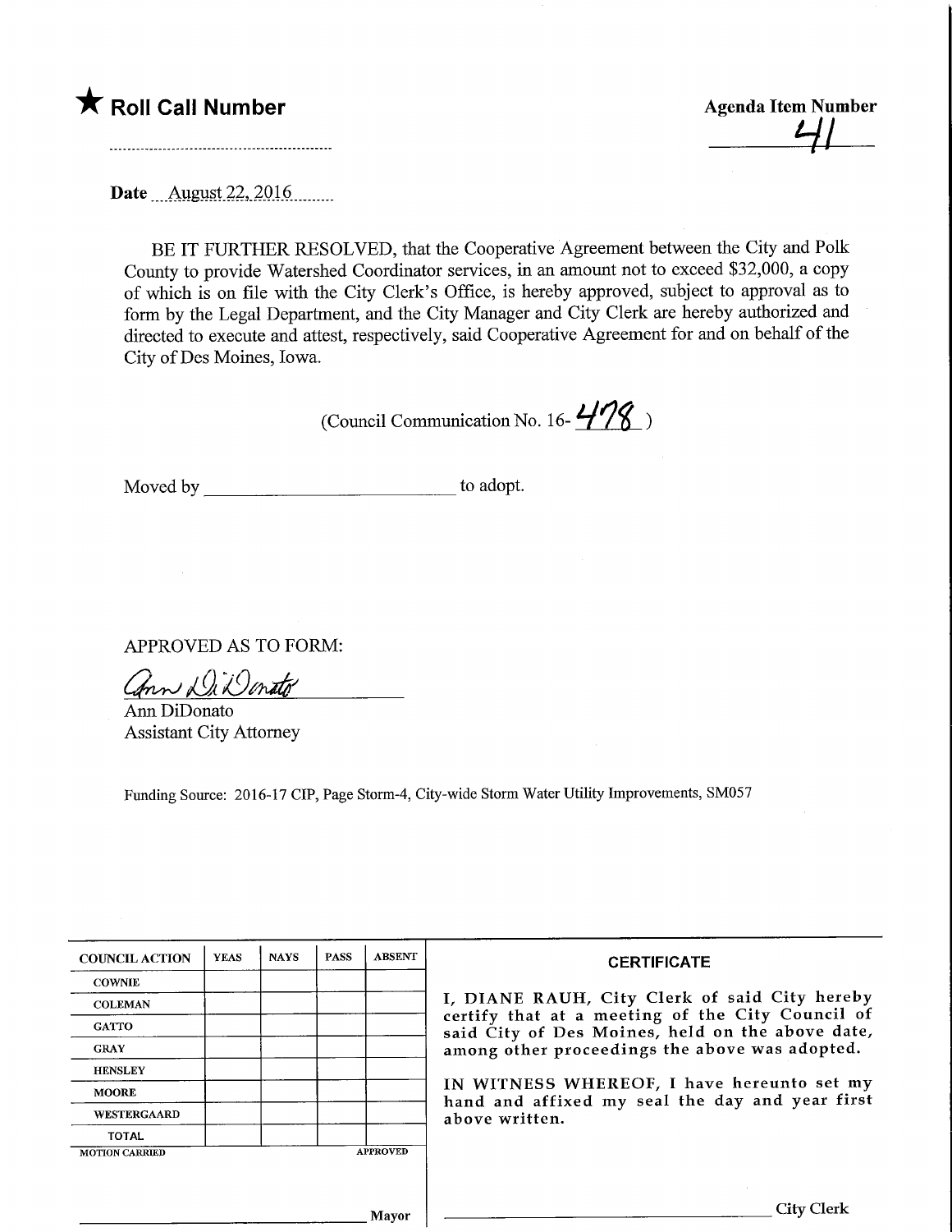★ **Roll Call Number**

..................................................

**Agenda Item Number**

41

**Date** August 22, 2016

BE IT FURTHER RESOLVED, that the Cooperative Agreement between the City and Polk County to provide Watershed Coordinator services, in an amount not to exceed $32,000, a copy of which is on file with the City Clerk's Office, is hereby approved, subject to approval as to form by the Legal Department, and the City Manager and City Clerk are hereby authorized and directed to execute and attest, respectively, said Cooperative Agreement for and on behalf of the City of Des Moines, Iowa.

(Council Communication No. 16- 478 )

Moved by ____________________________ to adopt.

APPROVED AS TO FORM:

Ann DiDonato
Ann DiDonato
Assistant City Attorney

Funding Source: 2016-17 CIP, Page Storm-4, City-wide Storm Water Utility Improvements, SM057

| COUNCIL ACTION | YEAS | NAYS | PASS | ABSENT |
|---|---|---|---|---|
| COWNIE | | | | |
| COLEMAN | | | | |
| GATTO | | | | |
| GRAY | | | | |
| HENSLEY | | | | |
| MOORE | | | | |
| WESTERGAARD | | | | |
| TOTAL | | | | |
| MOTION CARRIED | | | | APPROVED |

____________________________ Mayor

**CERTIFICATE**

I, DIANE RAUH, City Clerk of said City hereby certify that at a meeting of the City Council of said City of Des Moines, held on the above date, among other proceedings the above was adopted.

IN WITNESS WHEREOF, I have hereunto set my hand and affixed my seal the day and year first above written.

____________________________ City Clerk